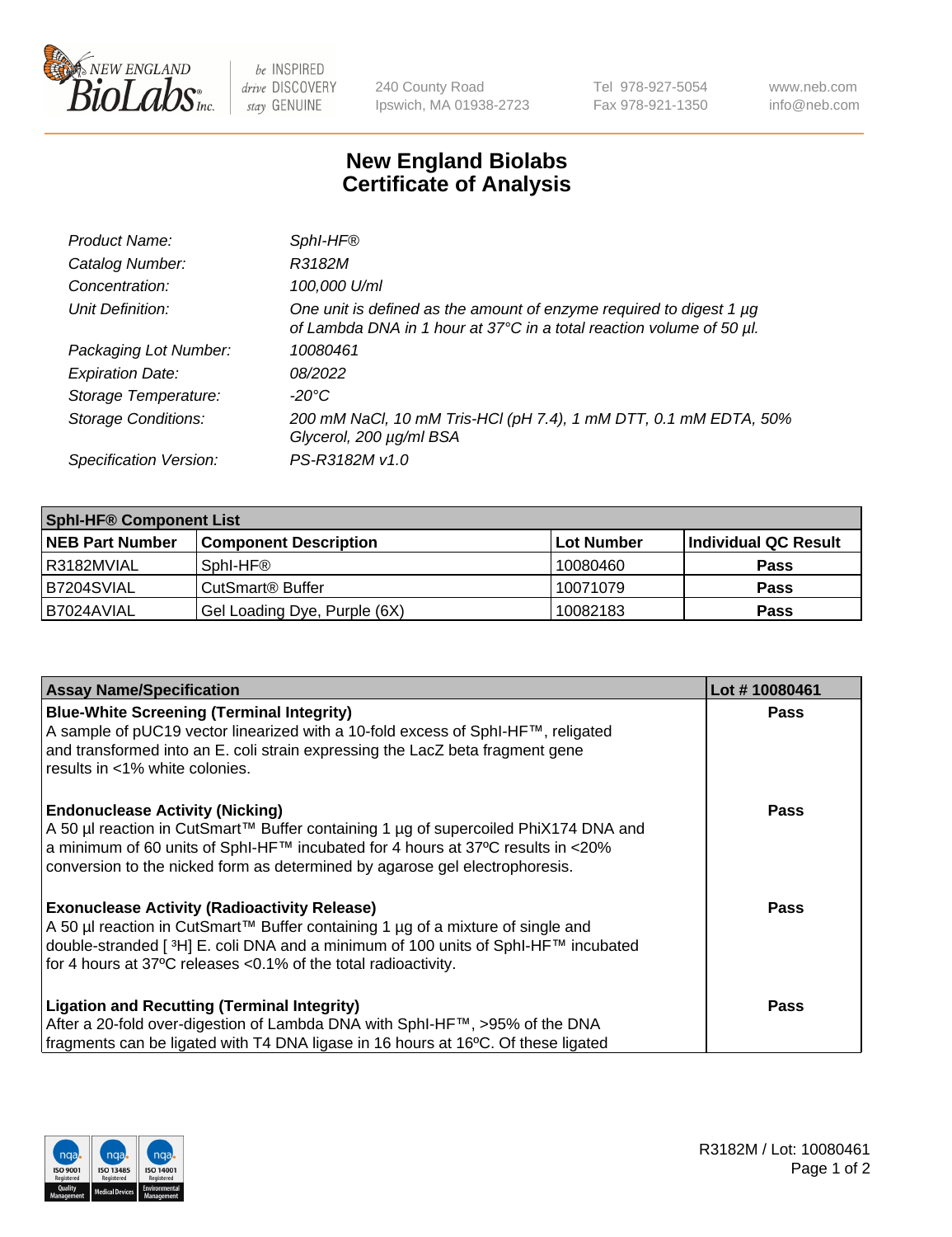240 County Road
Ipswich, MA 01938-2723

Tel 978-927-5054
Fax 978-921-1350

www.neb.com
info@neb.com

# New England Biolabs
# Certificate of Analysis

| | |
|---|---|
| *Product Name:* | *SphI-HF®* |
| *Catalog Number:* | *R3182M* |
| *Concentration:* | *100,000 U/ml* |
| *Unit Definition:* | *One unit is defined as the amount of enzyme required to digest 1 µg of Lambda DNA in 1 hour at 37°C in a total reaction volume of 50 µl.* |
| *Packaging Lot Number:* | *10080461* |
| *Expiration Date:* | *08/2022* |
| *Storage Temperature:* | *-20°C* |
| *Storage Conditions:* | *200 mM NaCl, 10 mM Tris-HCl (pH 7.4), 1 mM DTT, 0.1 mM EDTA, 50% Glycerol, 200 µg/ml BSA* |
| *Specification Version:* | *PS-R3182M v1.0* |

| SphI-HF® Component List | | | |
|---|---|---|---|
| **NEB Part Number** | **Component Description** | **Lot Number** | **Individual QC Result** |
| R3182MVIAL | SphI-HF® | 10080460 | **Pass** |
| B7204SVIAL | CutSmart® Buffer | 10071079 | **Pass** |
| B7024AVIAL | Gel Loading Dye, Purple (6X) | 10082183 | **Pass** |

| Assay Name/Specification | Lot # 10080461 |
|---|---|
| **Blue-White Screening (Terminal Integrity)**<br>A sample of pUC19 vector linearized with a 10-fold excess of SphI-HF™, religated and transformed into an E. coli strain expressing the LacZ beta fragment gene results in <1% white colonies. | **Pass** |
| **Endonuclease Activity (Nicking)**<br>A 50 µl reaction in CutSmart™ Buffer containing 1 µg of supercoiled PhiX174 DNA and a minimum of 60 units of SphI-HF™ incubated for 4 hours at 37ºC results in <20% conversion to the nicked form as determined by agarose gel electrophoresis. | **Pass** |
| **Exonuclease Activity (Radioactivity Release)**<br>A 50 µl reaction in CutSmart™ Buffer containing 1 µg of a mixture of single and double-stranded [ $^{3}$H] E. coli DNA and a minimum of 100 units of SphI-HF™ incubated for 4 hours at 37ºC releases <0.1% of the total radioactivity. | **Pass** |
| **Ligation and Recutting (Terminal Integrity)**<br>After a 20-fold over-digestion of Lambda DNA with SphI-HF™, >95% of the DNA fragments can be ligated with T4 DNA ligase in 16 hours at 16ºC. Of these ligated | **Pass** |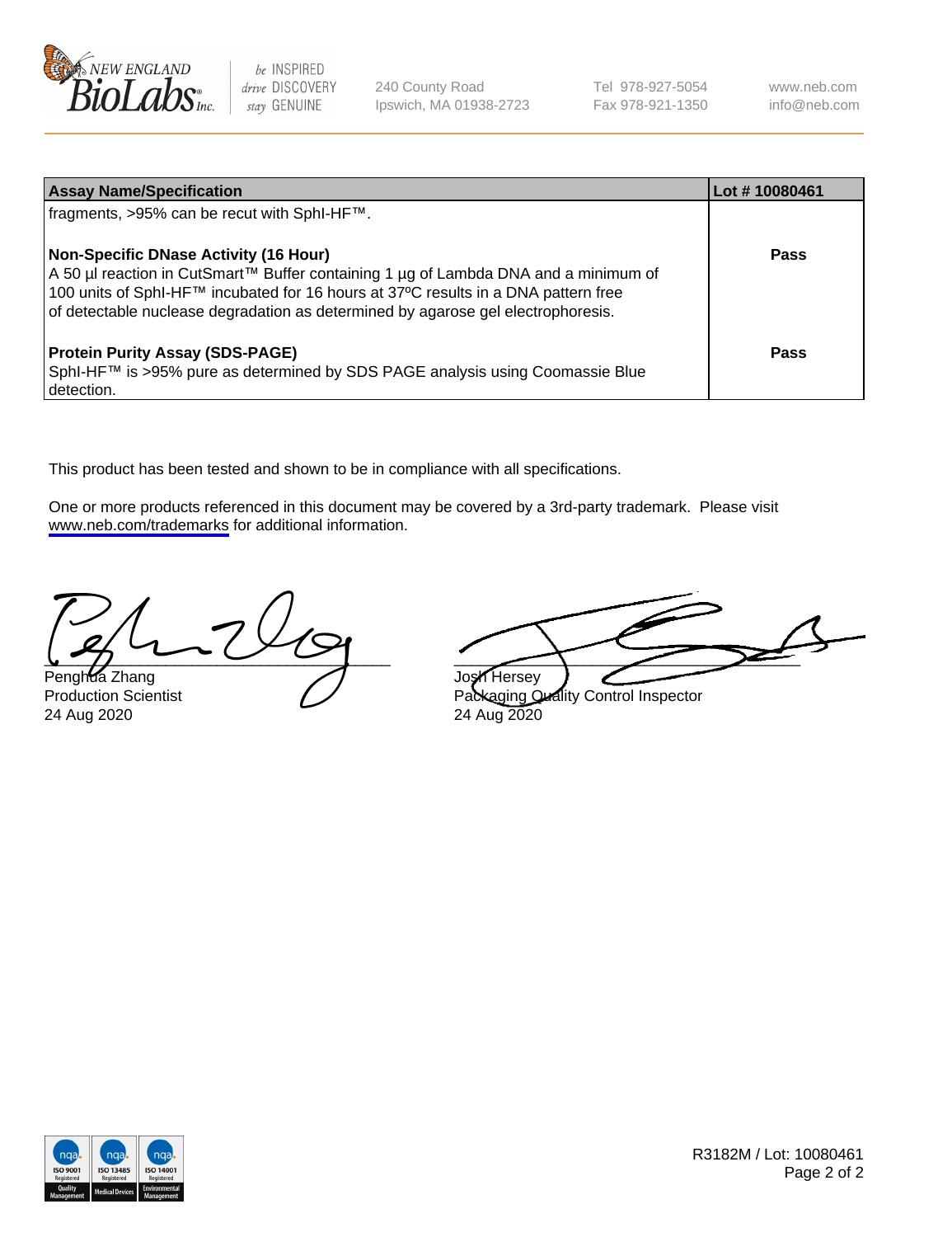| Assay Name/Specification | Lot # 10080461 |
| --- | --- |
| fragments, >95% can be recut with SphI-HF™. | |
| **Non-Specific DNase Activity (16 Hour)**<br>A 50 µl reaction in CutSmart™ Buffer containing 1 µg of Lambda DNA and a minimum of 100 units of SphI-HF™ incubated for 16 hours at 37ºC results in a DNA pattern free of detectable nuclease degradation as determined by agarose gel electrophoresis. | **Pass** |
| **Protein Purity Assay (SDS-PAGE)**<br>SphI-HF™ is >95% pure as determined by SDS PAGE analysis using Coomassie Blue detection. | **Pass** |

This product has been tested and shown to be in compliance with all specifications.

One or more products referenced in this document may be covered by a 3rd-party trademark. Please visit www.neb.com/trademarks for additional information.

Penghua Zhang
Production Scientist
24 Aug 2020

Josh Hersey
Packaging Quality Control Inspector
24 Aug 2020

R3182M / Lot: 10080461